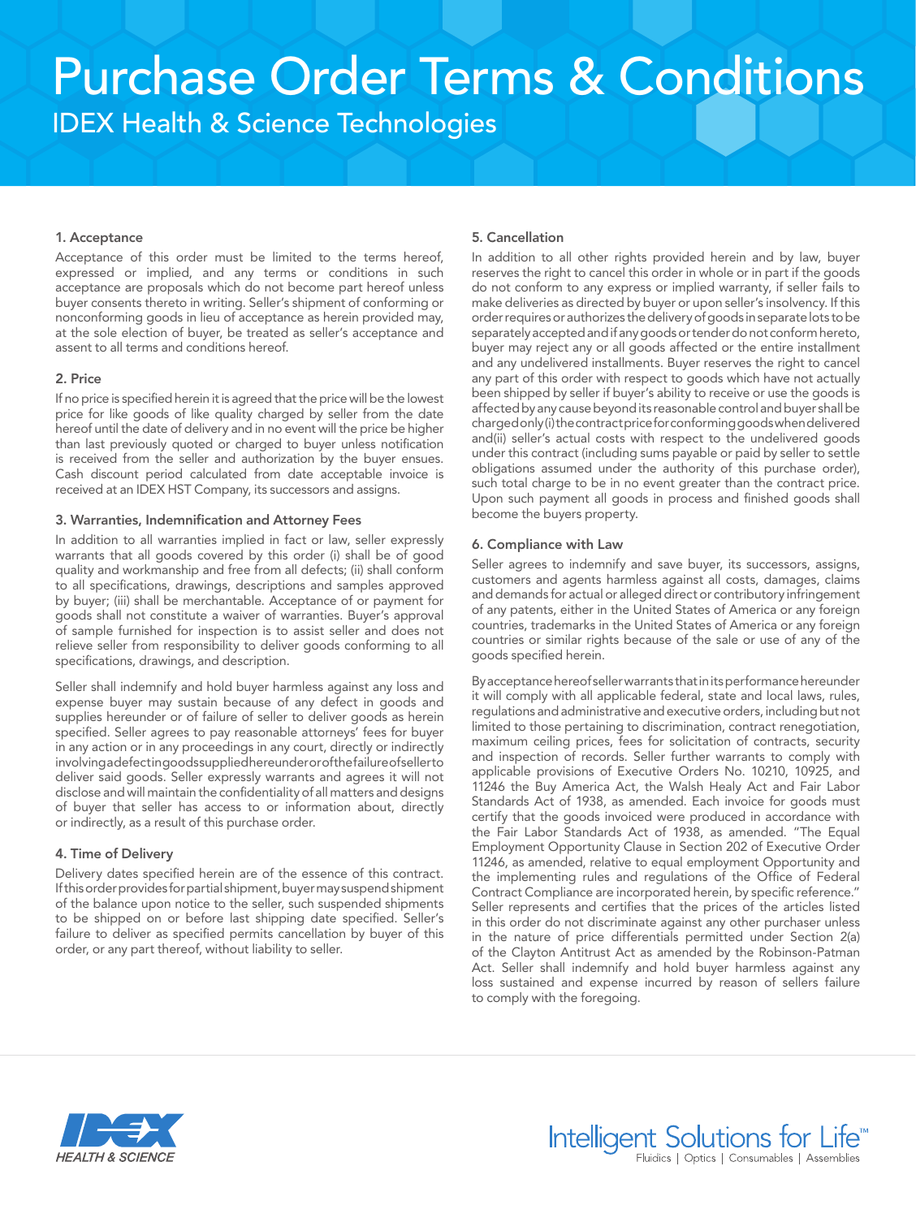# Purchase Order Terms & Conditions

## IDEX Health & Science Technologies

### 1. Acceptance

Acceptance of this order must be limited to the terms hereof, expressed or implied, and any terms or conditions in such acceptance are proposals which do not become part hereof unless buyer consents thereto in writing. Seller's shipment of conforming or nonconforming goods in lieu of acceptance as herein provided may, at the sole election of buyer, be treated as seller's acceptance and assent to all terms and conditions hereof.

### 2. Price

If no price is specified herein it is agreed that the price will be the lowest price for like goods of like quality charged by seller from the date hereof until the date of delivery and in no event will the price be higher than last previously quoted or charged to buyer unless notification is received from the seller and authorization by the buyer ensues. Cash discount period calculated from date acceptable invoice is received at an IDEX HST Company, its successors and assigns.

### 3. Warranties, Indemnification and Attorney Fees

In addition to all warranties implied in fact or law, seller expressly warrants that all goods covered by this order (i) shall be of good quality and workmanship and free from all defects; (ii) shall conform to all specifications, drawings, descriptions and samples approved by buyer; (iii) shall be merchantable. Acceptance of or payment for goods shall not constitute a waiver of warranties. Buyer's approval of sample furnished for inspection is to assist seller and does not relieve seller from responsibility to deliver goods conforming to all specifications, drawings, and description.

Seller shall indemnify and hold buyer harmless against any loss and expense buyer may sustain because of any defect in goods and supplies hereunder or of failure of seller to deliver goods as herein specified. Seller agrees to pay reasonable attorneys' fees for buyer in any action or in any proceedings in any court, directly or indirectly involving a defect in goods supplied hereunder or of the failure of seller to deliver said goods. Seller expressly warrants and agrees it will not disclose and will maintain the confidentiality of all matters and designs of buyer that seller has access to or information about, directly or indirectly, as a result of this purchase order.

### 4. Time of Delivery

Delivery dates specified herein are of the essence of this contract. If this order provides for partial shipment, buyer may suspend shipment of the balance upon notice to the seller, such suspended shipments to be shipped on or before last shipping date specified. Seller's failure to deliver as specified permits cancellation by buyer of this order, or any part thereof, without liability to seller.

### 5. Cancellation

In addition to all other rights provided herein and by law, buyer reserves the right to cancel this order in whole or in part if the goods do not conform to any express or implied warranty, if seller fails to make deliveries as directed by buyer or upon seller's insolvency. If this order requires or authorizes the delivery of goods in separate lots to be separately accepted and if any goods or tender do not conform hereto, buyer may reject any or all goods affected or the entire installment and any undelivered installments. Buyer reserves the right to cancel any part of this order with respect to goods which have not actually been shipped by seller if buyer's ability to receive or use the goods is affected by any cause beyond its reasonable control and buyer shall be charged only (i) the contract price for conforming goods when delivered and(ii) seller's actual costs with respect to the undelivered goods under this contract (including sums payable or paid by seller to settle obligations assumed under the authority of this purchase order), such total charge to be in no event greater than the contract price. Upon such payment all goods in process and finished goods shall become the buyers property.

### 6. Compliance with Law

Seller agrees to indemnify and save buyer, its successors, assigns, customers and agents harmless against all costs, damages, claims and demands for actual or alleged direct or contributory infringement of any patents, either in the United States of America or any foreign countries, trademarks in the United States of America or any foreign countries or similar rights because of the sale or use of any of the goods specified herein.

By acceptance hereof seller warrants that in its performance hereunder it will comply with all applicable federal, state and local laws, rules, regulations and administrative and executive orders, including but not limited to those pertaining to discrimination, contract renegotiation, maximum ceiling prices, fees for solicitation of contracts, security and inspection of records. Seller further warrants to comply with applicable provisions of Executive Orders No. 10210, 10925, and 11246 the Buy America Act, the Walsh Healy Act and Fair Labor Standards Act of 1938, as amended. Each invoice for goods must certify that the goods invoiced were produced in accordance with the Fair Labor Standards Act of 1938, as amended. "The Equal Employment Opportunity Clause in Section 202 of Executive Order 11246, as amended, relative to equal employment Opportunity and the implementing rules and regulations of the Office of Federal Contract Compliance are incorporated herein, by specific reference." Seller represents and certifies that the prices of the articles listed in this order do not discriminate against any other purchaser unless in the nature of price differentials permitted under Section 2(a) of the Clayton Antitrust Act as amended by the Robinson-Patman Act. Seller shall indemnify and hold buyer harmless against any loss sustained and expense incurred by reason of sellers failure to comply with the foregoing.

IDEX HEALTH & SCIENCE

Intelligent Solutions for Life™
Fluidics | Optics | Consumables | Assemblies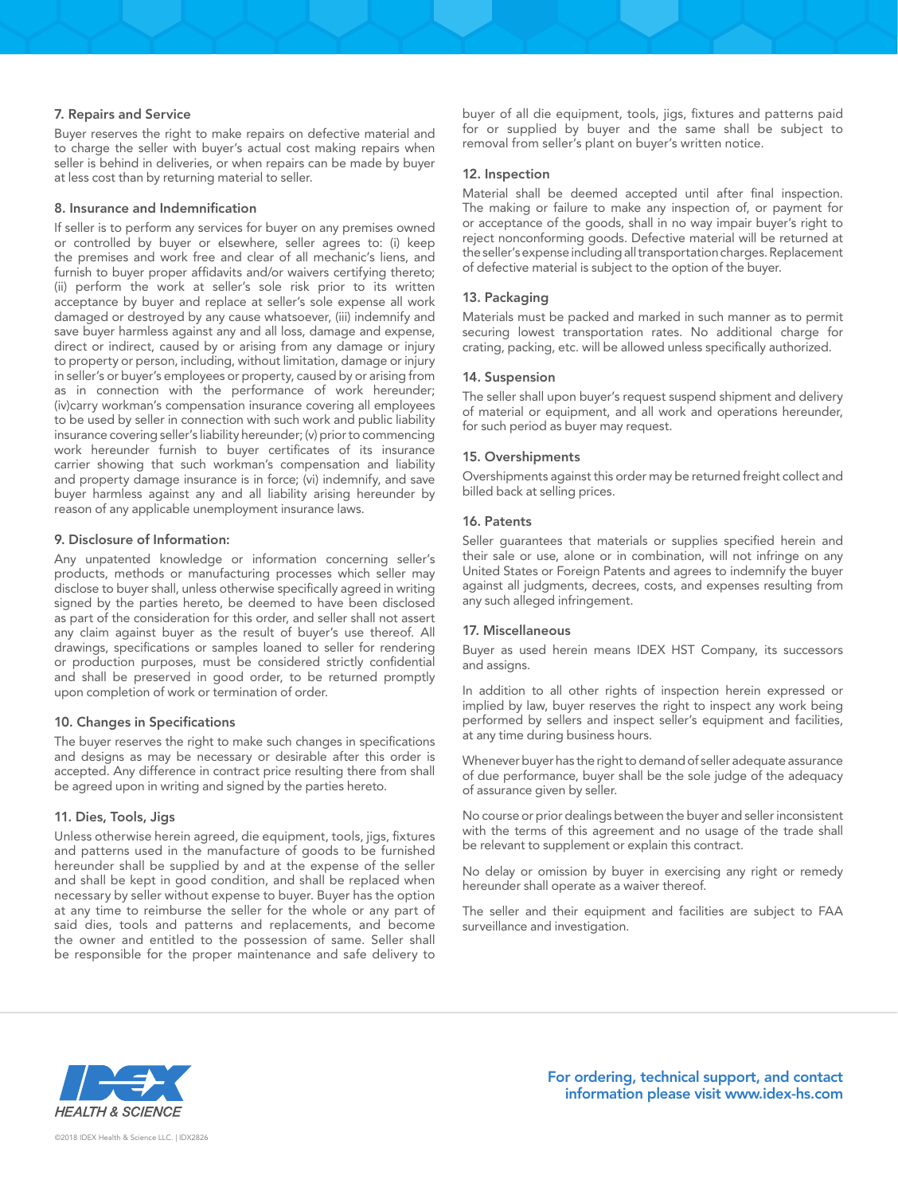### 7. Repairs and Service

Buyer reserves the right to make repairs on defective material and to charge the seller with buyer's actual cost making repairs when seller is behind in deliveries, or when repairs can be made by buyer at less cost than by returning material to seller.

### 8. Insurance and Indemnification

If seller is to perform any services for buyer on any premises owned or controlled by buyer or elsewhere, seller agrees to: (i) keep the premises and work free and clear of all mechanic's liens, and furnish to buyer proper affidavits and/or waivers certifying thereto; (ii) perform the work at seller's sole risk prior to its written acceptance by buyer and replace at seller's sole expense all work damaged or destroyed by any cause whatsoever, (iii) indemnify and save buyer harmless against any and all loss, damage and expense, direct or indirect, caused by or arising from any damage or injury to property or person, including, without limitation, damage or injury in seller's or buyer's employees or property, caused by or arising from as in connection with the performance of work hereunder; (iv)carry workman's compensation insurance covering all employees to be used by seller in connection with such work and public liability insurance covering seller's liability hereunder; (v) prior to commencing work hereunder furnish to buyer certificates of its insurance carrier showing that such workman's compensation and liability and property damage insurance is in force; (vi) indemnify, and save buyer harmless against any and all liability arising hereunder by reason of any applicable unemployment insurance laws.

### 9. Disclosure of Information:

Any unpatented knowledge or information concerning seller's products, methods or manufacturing processes which seller may disclose to buyer shall, unless otherwise specifically agreed in writing signed by the parties hereto, be deemed to have been disclosed as part of the consideration for this order, and seller shall not assert any claim against buyer as the result of buyer's use thereof. All drawings, specifications or samples loaned to seller for rendering or production purposes, must be considered strictly confidential and shall be preserved in good order, to be returned promptly upon completion of work or termination of order.

### 10. Changes in Specifications

The buyer reserves the right to make such changes in specifications and designs as may be necessary or desirable after this order is accepted. Any difference in contract price resulting there from shall be agreed upon in writing and signed by the parties hereto.

### 11. Dies, Tools, Jigs

Unless otherwise herein agreed, die equipment, tools, jigs, fixtures and patterns used in the manufacture of goods to be furnished hereunder shall be supplied by and at the expense of the seller and shall be kept in good condition, and shall be replaced when necessary by seller without expense to buyer. Buyer has the option at any time to reimburse the seller for the whole or any part of said dies, tools and patterns and replacements, and become the owner and entitled to the possession of same. Seller shall be responsible for the proper maintenance and safe delivery to buyer of all die equipment, tools, jigs, fixtures and patterns paid for or supplied by buyer and the same shall be subject to removal from seller's plant on buyer's written notice.

### 12. Inspection

Material shall be deemed accepted until after final inspection. The making or failure to make any inspection of, or payment for or acceptance of the goods, shall in no way impair buyer's right to reject nonconforming goods. Defective material will be returned at the seller's expense including all transportation charges. Replacement of defective material is subject to the option of the buyer.

### 13. Packaging

Materials must be packed and marked in such manner as to permit securing lowest transportation rates. No additional charge for crating, packing, etc. will be allowed unless specifically authorized.

### 14. Suspension

The seller shall upon buyer's request suspend shipment and delivery of material or equipment, and all work and operations hereunder, for such period as buyer may request.

### 15. Overshipments

Overshipments against this order may be returned freight collect and billed back at selling prices.

### 16. Patents

Seller guarantees that materials or supplies specified herein and their sale or use, alone or in combination, will not infringe on any United States or Foreign Patents and agrees to indemnify the buyer against all judgments, decrees, costs, and expenses resulting from any such alleged infringement.

### 17. Miscellaneous

Buyer as used herein means IDEX HST Company, its successors and assigns.

In addition to all other rights of inspection herein expressed or implied by law, buyer reserves the right to inspect any work being performed by sellers and inspect seller's equipment and facilities, at any time during business hours.

Whenever buyer has the right to demand of seller adequate assurance of due performance, buyer shall be the sole judge of the adequacy of assurance given by seller.

No course or prior dealings between the buyer and seller inconsistent with the terms of this agreement and no usage of the trade shall be relevant to supplement or explain this contract.

No delay or omission by buyer in exercising any right or remedy hereunder shall operate as a waiver thereof.

The seller and their equipment and facilities are subject to FAA surveillance and investigation.

IDEX HEALTH & SCIENCE

**For ordering, technical support, and contact information please visit www.idex-hs.com**

©2018 IDEX Health & Science LLC. | IDX2826